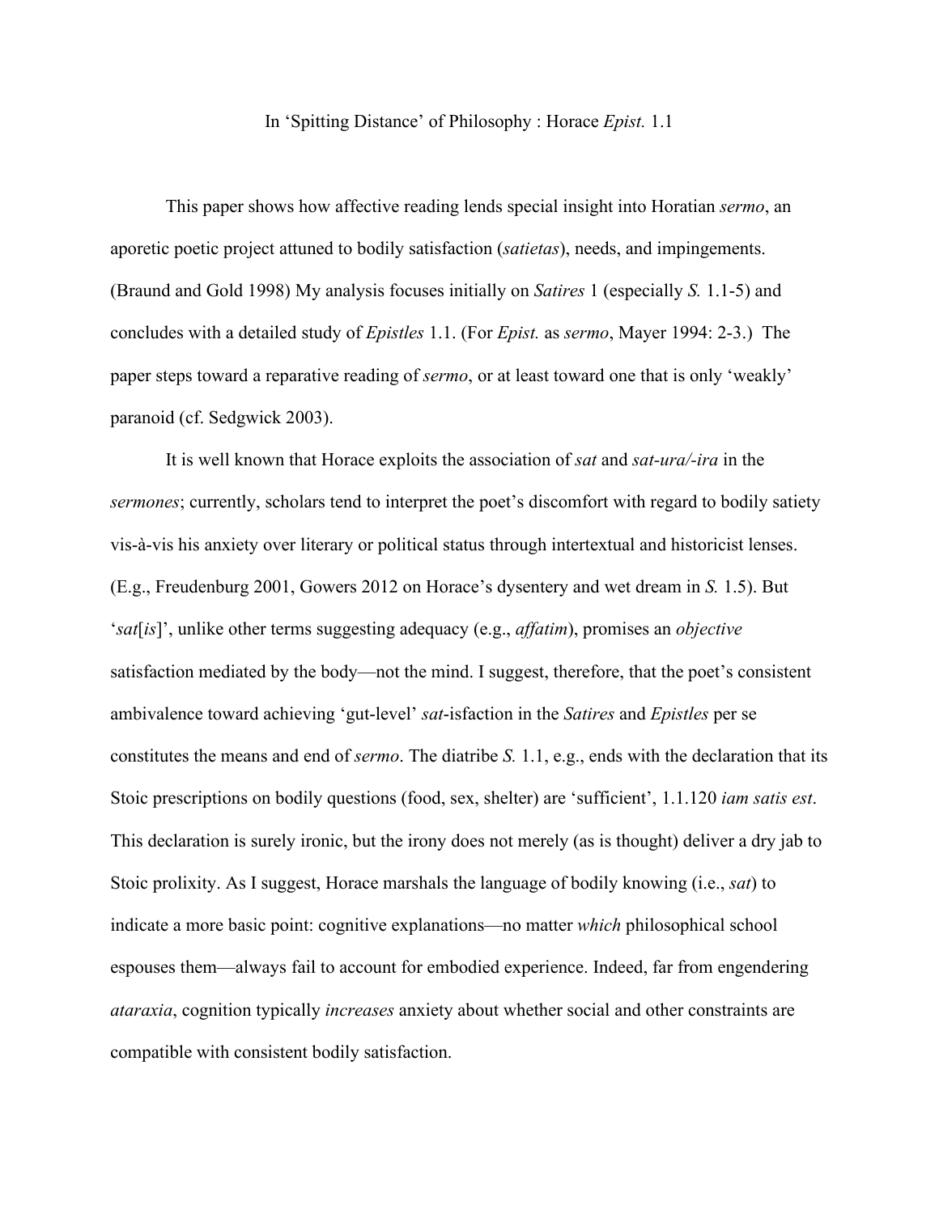In 'Spitting Distance' of Philosophy : Horace *Epist.* 1.1

This paper shows how affective reading lends special insight into Horatian *sermo*, an aporetic poetic project attuned to bodily satisfaction (*satietas*), needs, and impingements. (Braund and Gold 1998) My analysis focuses initially on *Satires* 1 (especially *S.* 1.1-5) and concludes with a detailed study of *Epistles* 1.1. (For *Epist.* as *sermo*, Mayer 1994: 2-3.) The paper steps toward a reparative reading of *sermo*, or at least toward one that is only 'weakly' paranoid (cf. Sedgwick 2003).

It is well known that Horace exploits the association of *sat* and *sat-ura/-ira* in the *sermones*; currently, scholars tend to interpret the poet's discomfort with regard to bodily satiety vis-à-vis his anxiety over literary or political status through intertextual and historicist lenses. (E.g., Freudenburg 2001, Gowers 2012 on Horace's dysentery and wet dream in *S.* 1.5). But '*sat*[*is*]', unlike other terms suggesting adequacy (e.g., *affatim*), promises an *objective* satisfaction mediated by the body—not the mind. I suggest, therefore, that the poet's consistent ambivalence toward achieving 'gut-level' *sat*-isfaction in the *Satires* and *Epistles* per se constitutes the means and end of *sermo*. The diatribe *S.* 1.1, e.g., ends with the declaration that its Stoic prescriptions on bodily questions (food, sex, shelter) are 'sufficient', 1.1.120 *iam satis est*. This declaration is surely ironic, but the irony does not merely (as is thought) deliver a dry jab to Stoic prolixity. As I suggest, Horace marshals the language of bodily knowing (i.e., *sat*) to indicate a more basic point: cognitive explanations—no matter *which* philosophical school espouses them—always fail to account for embodied experience. Indeed, far from engendering *ataraxia*, cognition typically *increases* anxiety about whether social and other constraints are compatible with consistent bodily satisfaction.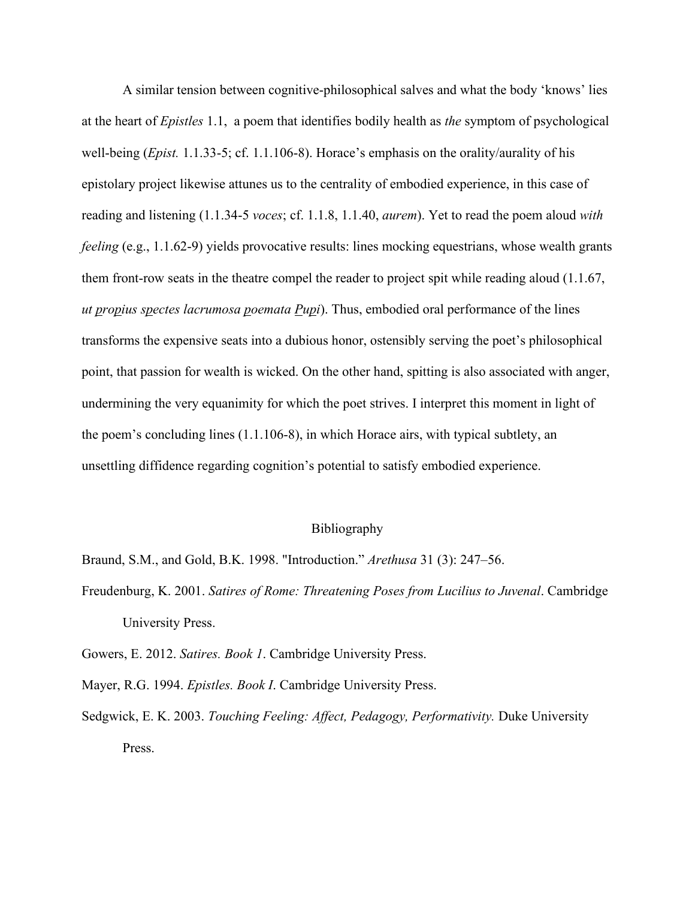A similar tension between cognitive-philosophical salves and what the body 'knows' lies at the heart of *Epistles* 1.1, a poem that identifies bodily health as *the* symptom of psychological well-being (*Epist.* 1.1.33-5; cf. 1.1.106-8). Horace's emphasis on the orality/aurality of his epistolary project likewise attunes us to the centrality of embodied experience, in this case of reading and listening (1.1.34-5 *voces*; cf. 1.1.8, 1.1.40, *aurem*). Yet to read the poem aloud *with feeling* (e.g., 1.1.62-9) yields provocative results: lines mocking equestrians, whose wealth grants them front-row seats in the theatre compel the reader to project spit while reading aloud (1.1.67, *ut <u>p</u>ro<u>p</u>ius s<u>p</u>ectes lacrumosa <u>p</u>oemata <u>P</u>u<u>p</u>i*). Thus, embodied oral performance of the lines transforms the expensive seats into a dubious honor, ostensibly serving the poet's philosophical point, that passion for wealth is wicked. On the other hand, spitting is also associated with anger, undermining the very equanimity for which the poet strives. I interpret this moment in light of the poem's concluding lines (1.1.106-8), in which Horace airs, with typical subtlety, an unsettling diffidence regarding cognition's potential to satisfy embodied experience.

## Bibliography

Braund, S.M., and Gold, B.K. 1998. "Introduction." *Arethusa* 31 (3): 247–56.

Freudenburg, K. 2001. *Satires of Rome: Threatening Poses from Lucilius to Juvenal*. Cambridge University Press.

Gowers, E. 2012. *Satires. Book 1*. Cambridge University Press.

Mayer, R.G. 1994. *Epistles. Book I*. Cambridge University Press.

Sedgwick, E. K. 2003. *Touching Feeling: Affect, Pedagogy, Performativity.* Duke University Press.